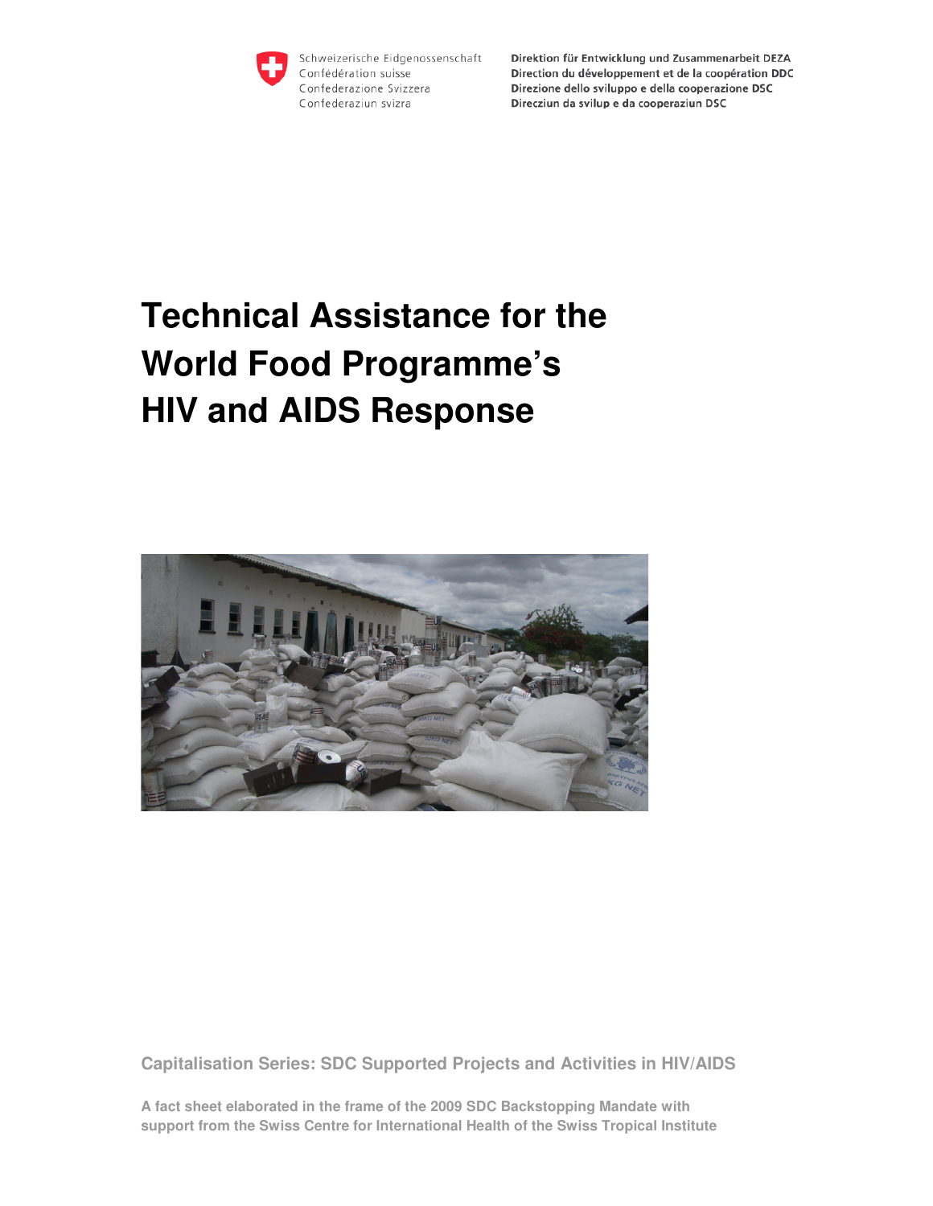Schweizerische Eidgenossenschaft
Confédération suisse
Confederazione Svizzera
Confederaziun svizra

**Direktion für Entwicklung und Zusammenarbeit DEZA**
**Direction du développement et de la coopération DDC**
**Direzione dello sviluppo e della cooperazione DSC**
**Direcziun da svilup e da cooperaziun DSC**

# Technical Assistance for the World Food Programme's HIV and AIDS Response

**Capitalisation Series: SDC Supported Projects and Activities in HIV/AIDS**

**A fact sheet elaborated in the frame of the 2009 SDC Backstopping Mandate with support from the Swiss Centre for International Health of the Swiss Tropical Institute**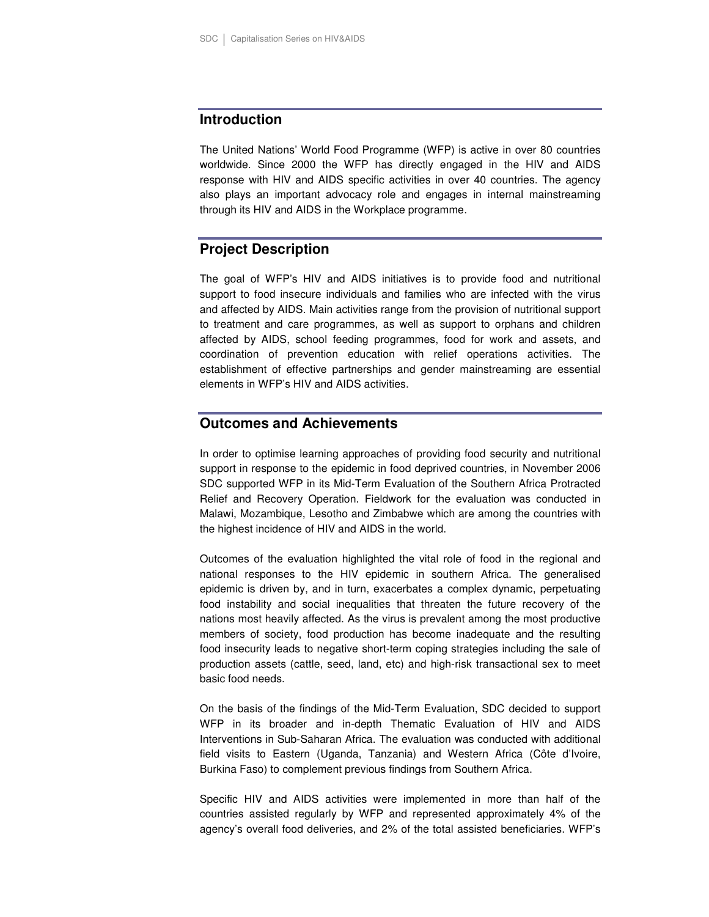## Introduction

The United Nations' World Food Programme (WFP) is active in over 80 countries worldwide. Since 2000 the WFP has directly engaged in the HIV and AIDS response with HIV and AIDS specific activities in over 40 countries. The agency also plays an important advocacy role and engages in internal mainstreaming through its HIV and AIDS in the Workplace programme.

## Project Description

The goal of WFP's HIV and AIDS initiatives is to provide food and nutritional support to food insecure individuals and families who are infected with the virus and affected by AIDS. Main activities range from the provision of nutritional support to treatment and care programmes, as well as support to orphans and children affected by AIDS, school feeding programmes, food for work and assets, and coordination of prevention education with relief operations activities. The establishment of effective partnerships and gender mainstreaming are essential elements in WFP's HIV and AIDS activities.

## Outcomes and Achievements

In order to optimise learning approaches of providing food security and nutritional support in response to the epidemic in food deprived countries, in November 2006 SDC supported WFP in its Mid-Term Evaluation of the Southern Africa Protracted Relief and Recovery Operation. Fieldwork for the evaluation was conducted in Malawi, Mozambique, Lesotho and Zimbabwe which are among the countries with the highest incidence of HIV and AIDS in the world.

Outcomes of the evaluation highlighted the vital role of food in the regional and national responses to the HIV epidemic in southern Africa. The generalised epidemic is driven by, and in turn, exacerbates a complex dynamic, perpetuating food instability and social inequalities that threaten the future recovery of the nations most heavily affected. As the virus is prevalent among the most productive members of society, food production has become inadequate and the resulting food insecurity leads to negative short-term coping strategies including the sale of production assets (cattle, seed, land, etc) and high-risk transactional sex to meet basic food needs.

On the basis of the findings of the Mid-Term Evaluation, SDC decided to support WFP in its broader and in-depth Thematic Evaluation of HIV and AIDS Interventions in Sub-Saharan Africa. The evaluation was conducted with additional field visits to Eastern (Uganda, Tanzania) and Western Africa (Côte d'Ivoire, Burkina Faso) to complement previous findings from Southern Africa.

Specific HIV and AIDS activities were implemented in more than half of the countries assisted regularly by WFP and represented approximately 4% of the agency's overall food deliveries, and 2% of the total assisted beneficiaries. WFP's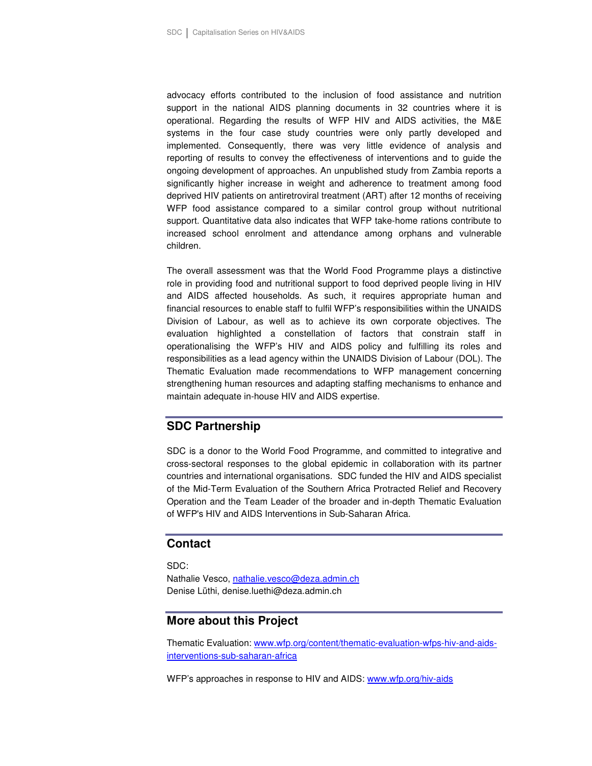advocacy efforts contributed to the inclusion of food assistance and nutrition support in the national AIDS planning documents in 32 countries where it is operational. Regarding the results of WFP HIV and AIDS activities, the M&E systems in the four case study countries were only partly developed and implemented. Consequently, there was very little evidence of analysis and reporting of results to convey the effectiveness of interventions and to guide the ongoing development of approaches. An unpublished study from Zambia reports a significantly higher increase in weight and adherence to treatment among food deprived HIV patients on antiretroviral treatment (ART) after 12 months of receiving WFP food assistance compared to a similar control group without nutritional support. Quantitative data also indicates that WFP take-home rations contribute to increased school enrolment and attendance among orphans and vulnerable children.

The overall assessment was that the World Food Programme plays a distinctive role in providing food and nutritional support to food deprived people living in HIV and AIDS affected households. As such, it requires appropriate human and financial resources to enable staff to fulfil WFP's responsibilities within the UNAIDS Division of Labour, as well as to achieve its own corporate objectives. The evaluation highlighted a constellation of factors that constrain staff in operationalising the WFP's HIV and AIDS policy and fulfilling its roles and responsibilities as a lead agency within the UNAIDS Division of Labour (DOL). The Thematic Evaluation made recommendations to WFP management concerning strengthening human resources and adapting staffing mechanisms to enhance and maintain adequate in-house HIV and AIDS expertise.

## SDC Partnership

SDC is a donor to the World Food Programme, and committed to integrative and cross-sectoral responses to the global epidemic in collaboration with its partner countries and international organisations. SDC funded the HIV and AIDS specialist of the Mid-Term Evaluation of the Southern Africa Protracted Relief and Recovery Operation and the Team Leader of the broader and in-depth Thematic Evaluation of WFP's HIV and AIDS Interventions in Sub-Saharan Africa.

## Contact

SDC:
Nathalie Vesco, nathalie.vesco@deza.admin.ch
Denise Lüthi, denise.luethi@deza.admin.ch

## More about this Project

Thematic Evaluation: www.wfp.org/content/thematic-evaluation-wfps-hiv-and-aids-interventions-sub-saharan-africa

WFP's approaches in response to HIV and AIDS: www.wfp.org/hiv-aids